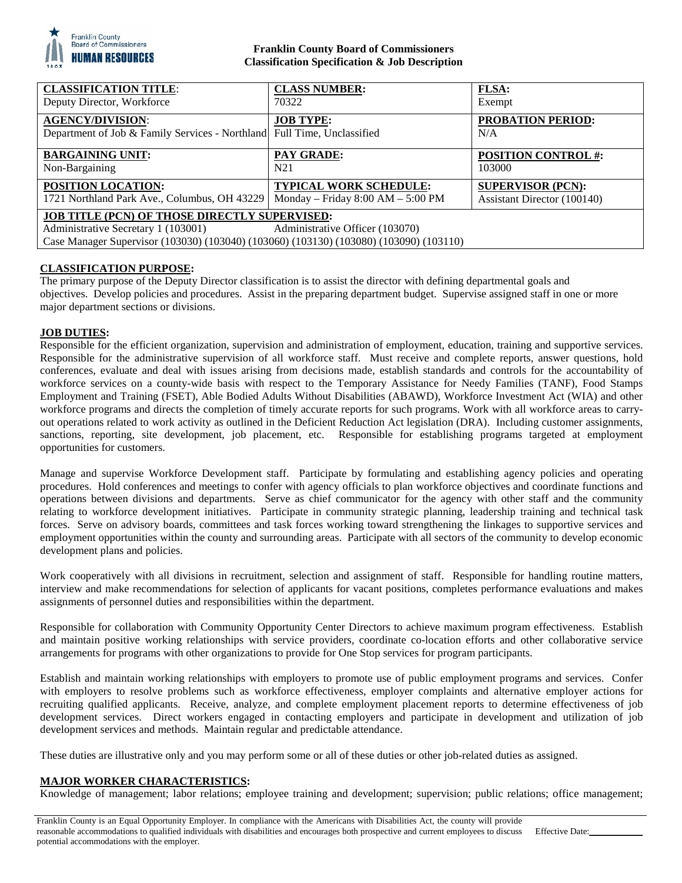**Franklin County Board of Commissioners**
**Classification Specification & Job Description**

| **CLASSIFICATION TITLE**: | **CLASS NUMBER:** | **FLSA:** |
|---|---|---|
| Deputy Director, Workforce | 70322 | Exempt |
| **AGENCY/DIVISION**: | **JOB TYPE:** | **PROBATION PERIOD:** |
| Department of Job & Family Services - Northland | Full Time, Unclassified | N/A |
| **BARGAINING UNIT:** | **PAY GRADE:** | **POSITION CONTROL #:** |
| Non-Bargaining | N21 | 103000 |
| **POSITION LOCATION:** | **TYPICAL WORK SCHEDULE:** | **SUPERVISOR (PCN):** |
| 1721 Northland Park Ave., Columbus, OH 43229 | Monday – Friday 8:00 AM – 5:00 PM | Assistant Director (100140) |
| **JOB TITLE (PCN) OF THOSE DIRECTLY SUPERVISED:** | | |
| Administrative Secretary 1 (103001) Administrative Officer (103070) | | |
| Case Manager Supervisor (103030) (103040) (103060) (103130) (103080) (103090) (103110) | | |

## CLASSIFICATION PURPOSE:

The primary purpose of the Deputy Director classification is to assist the director with defining departmental goals and objectives. Develop policies and procedures. Assist in the preparing department budget. Supervise assigned staff in one or more major department sections or divisions.

## JOB DUTIES:

Responsible for the efficient organization, supervision and administration of employment, education, training and supportive services. Responsible for the administrative supervision of all workforce staff. Must receive and complete reports, answer questions, hold conferences, evaluate and deal with issues arising from decisions made, establish standards and controls for the accountability of workforce services on a county-wide basis with respect to the Temporary Assistance for Needy Families (TANF), Food Stamps Employment and Training (FSET), Able Bodied Adults Without Disabilities (ABAWD), Workforce Investment Act (WIA) and other workforce programs and directs the completion of timely accurate reports for such programs. Work with all workforce areas to carry-out operations related to work activity as outlined in the Deficient Reduction Act legislation (DRA). Including customer assignments, sanctions, reporting, site development, job placement, etc. Responsible for establishing programs targeted at employment opportunities for customers.

Manage and supervise Workforce Development staff. Participate by formulating and establishing agency policies and operating procedures. Hold conferences and meetings to confer with agency officials to plan workforce objectives and coordinate functions and operations between divisions and departments. Serve as chief communicator for the agency with other staff and the community relating to workforce development initiatives. Participate in community strategic planning, leadership training and technical task forces. Serve on advisory boards, committees and task forces working toward strengthening the linkages to supportive services and employment opportunities within the county and surrounding areas. Participate with all sectors of the community to develop economic development plans and policies.

Work cooperatively with all divisions in recruitment, selection and assignment of staff. Responsible for handling routine matters, interview and make recommendations for selection of applicants for vacant positions, completes performance evaluations and makes assignments of personnel duties and responsibilities within the department.

Responsible for collaboration with Community Opportunity Center Directors to achieve maximum program effectiveness. Establish and maintain positive working relationships with service providers, coordinate co-location efforts and other collaborative service arrangements for programs with other organizations to provide for One Stop services for program participants.

Establish and maintain working relationships with employers to promote use of public employment programs and services. Confer with employers to resolve problems such as workforce effectiveness, employer complaints and alternative employer actions for recruiting qualified applicants. Receive, analyze, and complete employment placement reports to determine effectiveness of job development services. Direct workers engaged in contacting employers and participate in development and utilization of job development services and methods. Maintain regular and predictable attendance.

These duties are illustrative only and you may perform some or all of these duties or other job-related duties as assigned.

## MAJOR WORKER CHARACTERISTICS:

Knowledge of management; labor relations; employee training and development; supervision; public relations; office management;

Franklin County is an Equal Opportunity Employer. In compliance with the Americans with Disabilities Act, the county will provide reasonable accommodations to qualified individuals with disabilities and encourages both prospective and current employees to discuss potential accommodations with the employer. Effective Date:___________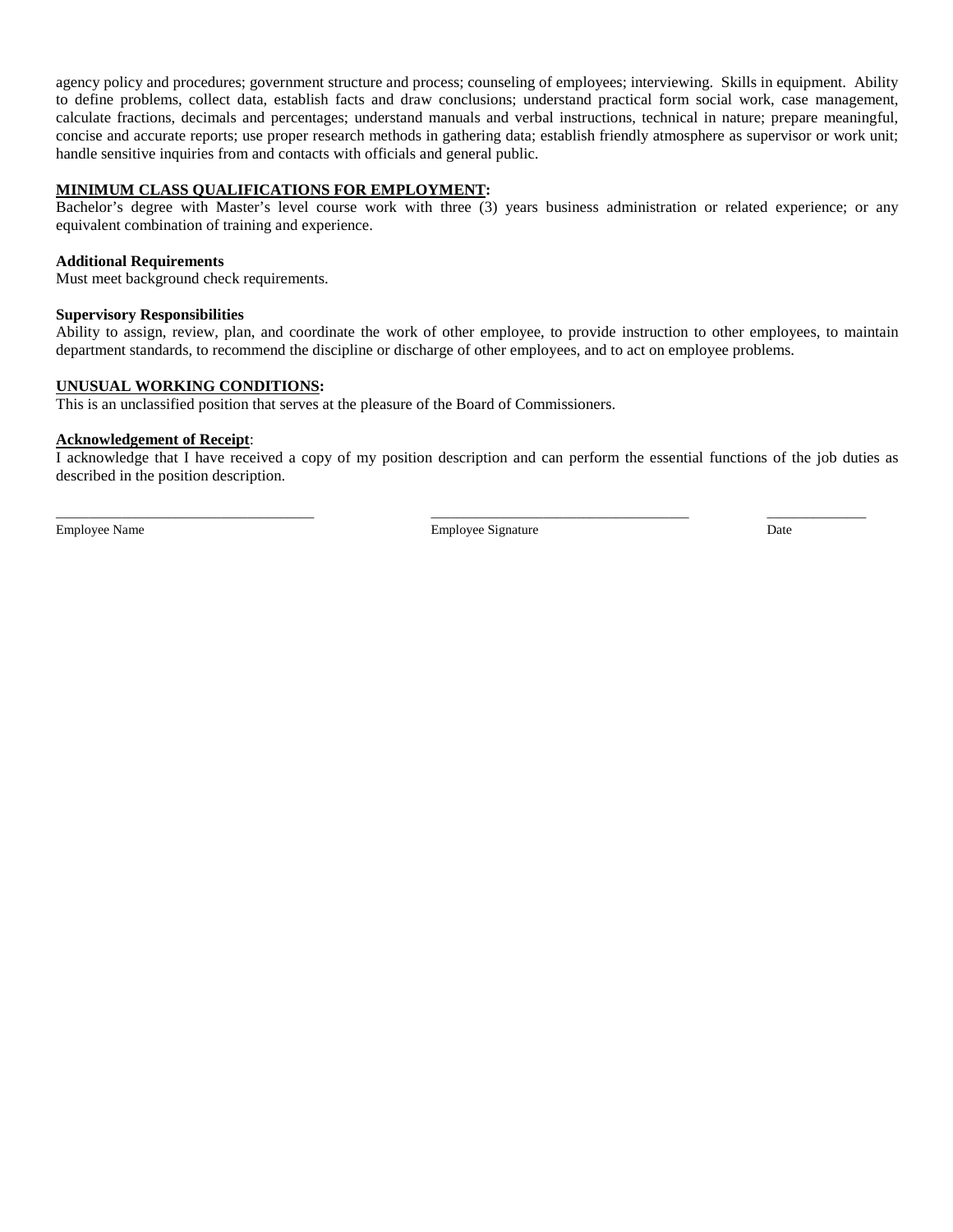agency policy and procedures; government structure and process; counseling of employees; interviewing. Skills in equipment. Ability to define problems, collect data, establish facts and draw conclusions; understand practical form social work, case management, calculate fractions, decimals and percentages; understand manuals and verbal instructions, technical in nature; prepare meaningful, concise and accurate reports; use proper research methods in gathering data; establish friendly atmosphere as supervisor or work unit; handle sensitive inquiries from and contacts with officials and general public.

**MINIMUM CLASS QUALIFICATIONS FOR EMPLOYMENT:**

Bachelor's degree with Master's level course work with three (3) years business administration or related experience; or any equivalent combination of training and experience.

**Additional Requirements**

Must meet background check requirements.

**Supervisory Responsibilities**

Ability to assign, review, plan, and coordinate the work of other employee, to provide instruction to other employees, to maintain department standards, to recommend the discipline or discharge of other employees, and to act on employee problems.

**UNUSUAL WORKING CONDITIONS:**

This is an unclassified position that serves at the pleasure of the Board of Commissioners.

**Acknowledgement of Receipt**:

I acknowledge that I have received a copy of my position description and can perform the essential functions of the job duties as described in the position description.

| | | |
|---|---|---|
| ___________________________________ | ___________________________________ | _____________ |
| Employee Name | Employee Signature | Date |